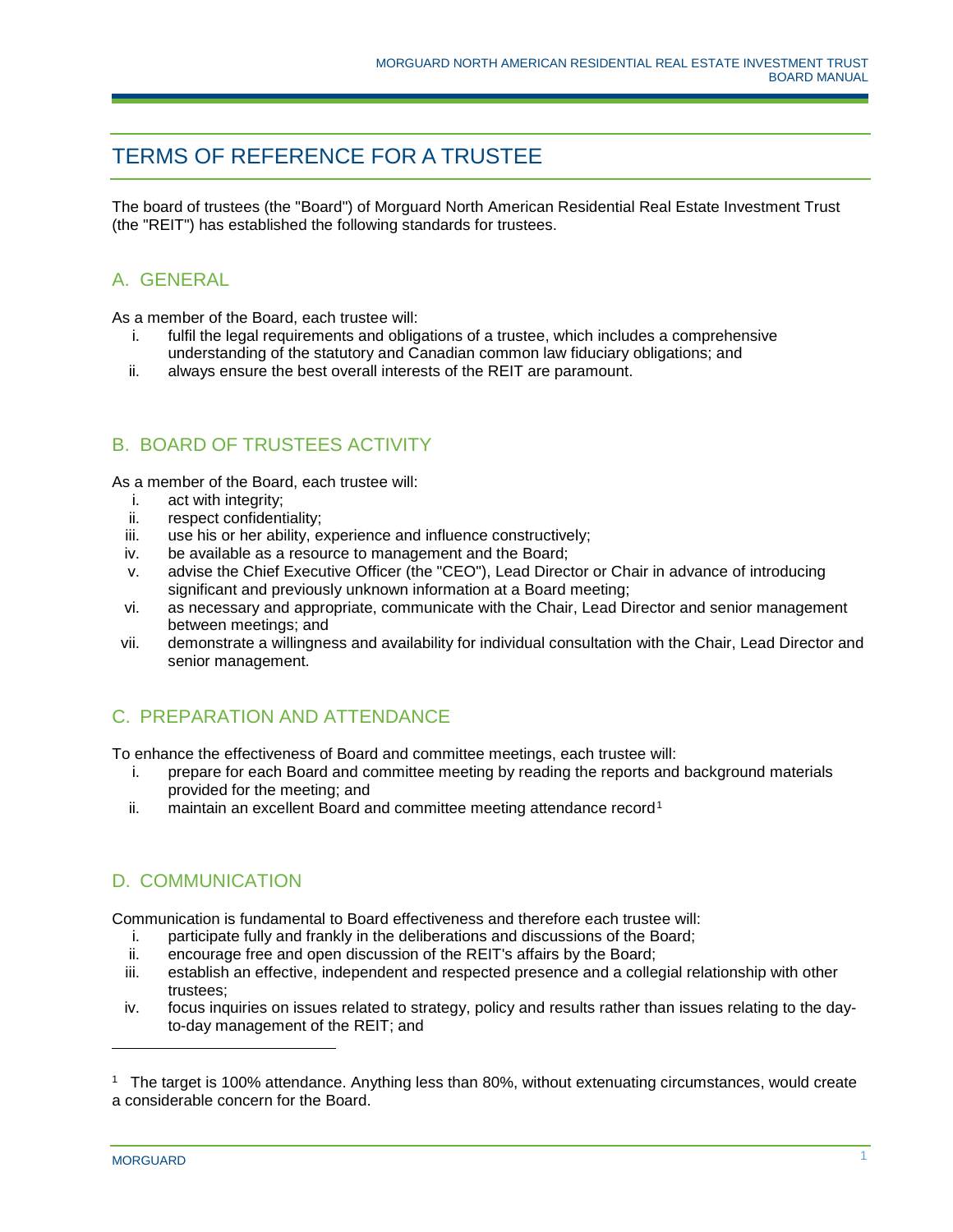# TERMS OF REFERENCE FOR A TRUSTEE

The board of trustees (the "Board") of Morguard North American Residential Real Estate Investment Trust (the "REIT") has established the following standards for trustees.

## A. GENERAL

As a member of the Board, each trustee will:

i. fulfil the legal requirements and obligations of a trustee, which includes a comprehensive understanding of the statutory and Canadian common law fiduciary obligations; and
ii. always ensure the best overall interests of the REIT are paramount.

## B. BOARD OF TRUSTEES ACTIVITY

As a member of the Board, each trustee will:

i. act with integrity;
ii. respect confidentiality;
iii. use his or her ability, experience and influence constructively;
iv. be available as a resource to management and the Board;
v. advise the Chief Executive Officer (the "CEO"), Lead Director or Chair in advance of introducing significant and previously unknown information at a Board meeting;
vi. as necessary and appropriate, communicate with the Chair, Lead Director and senior management between meetings; and
vii. demonstrate a willingness and availability for individual consultation with the Chair, Lead Director and senior management.

## C. PREPARATION AND ATTENDANCE

To enhance the effectiveness of Board and committee meetings, each trustee will:

i. prepare for each Board and committee meeting by reading the reports and background materials provided for the meeting; and
ii. maintain an excellent Board and committee meeting attendance record[1]

## D. COMMUNICATION

Communication is fundamental to Board effectiveness and therefore each trustee will:

i. participate fully and frankly in the deliberations and discussions of the Board;
ii. encourage free and open discussion of the REIT's affairs by the Board;
iii. establish an effective, independent and respected presence and a collegial relationship with other trustees;
iv. focus inquiries on issues related to strategy, policy and results rather than issues relating to the day-to-day management of the REIT; and

---

[1] The target is 100% attendance. Anything less than 80%, without extenuating circumstances, would create a considerable concern for the Board.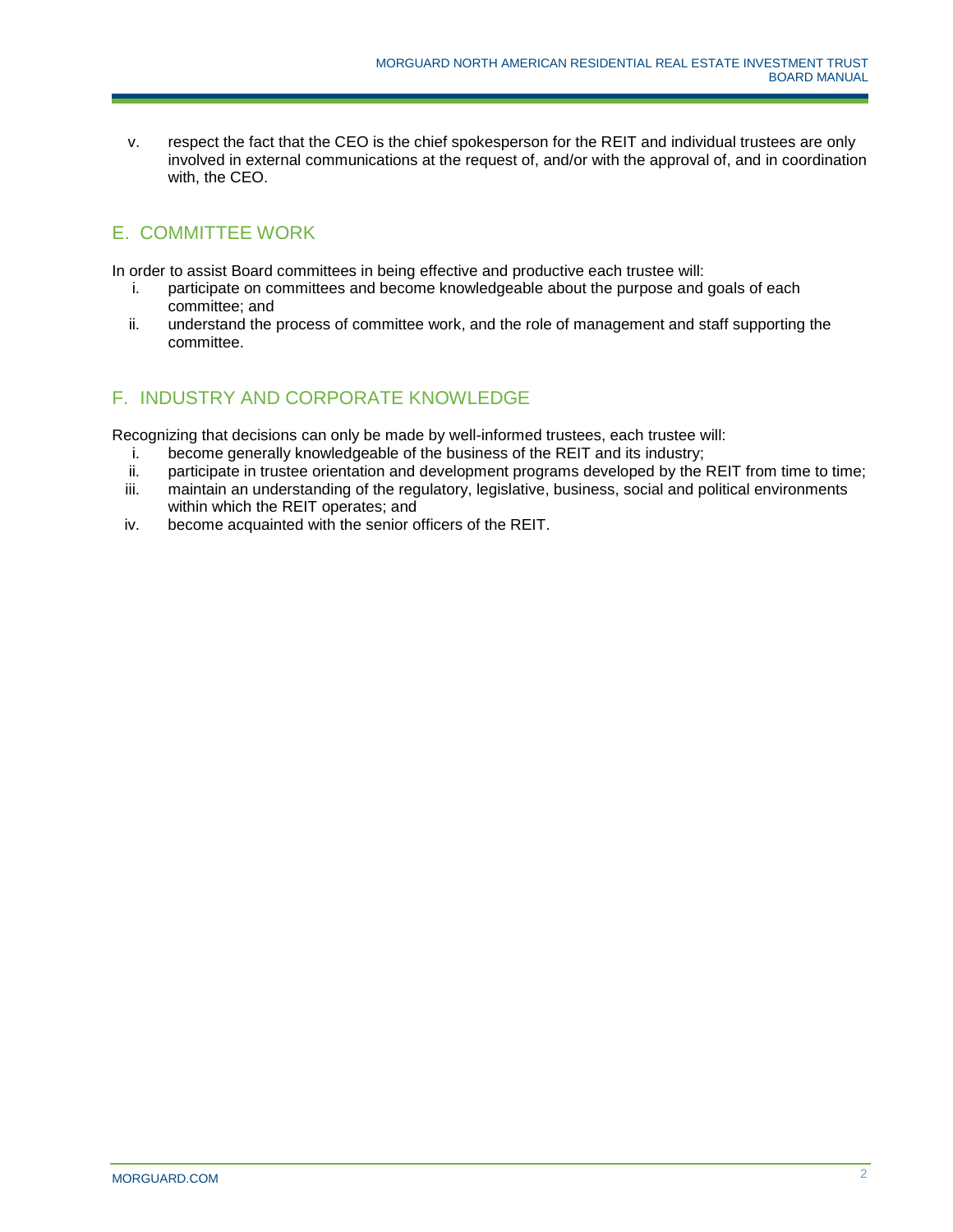v. respect the fact that the CEO is the chief spokesperson for the REIT and individual trustees are only involved in external communications at the request of, and/or with the approval of, and in coordination with, the CEO.

## E. COMMITTEE WORK

In order to assist Board committees in being effective and productive each trustee will:

i. participate on committees and become knowledgeable about the purpose and goals of each committee; and
ii. understand the process of committee work, and the role of management and staff supporting the committee.

## F. INDUSTRY AND CORPORATE KNOWLEDGE

Recognizing that decisions can only be made by well-informed trustees, each trustee will:

i. become generally knowledgeable of the business of the REIT and its industry;
ii. participate in trustee orientation and development programs developed by the REIT from time to time;
iii. maintain an understanding of the regulatory, legislative, business, social and political environments within which the REIT operates; and
iv. become acquainted with the senior officers of the REIT.